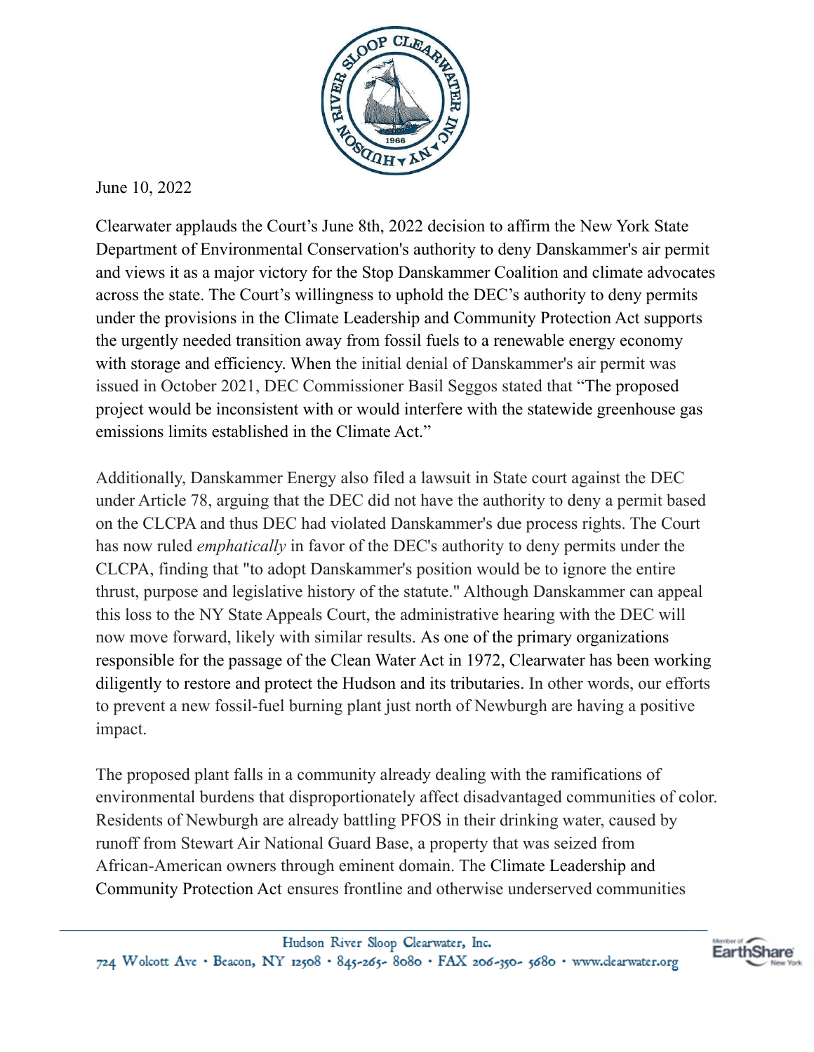June 10, 2022

Clearwater applauds the Court's June 8th, 2022 decision to affirm the New York State Department of Environmental Conservation's authority to deny Danskammer's air permit and views it as a major victory for the Stop Danskammer Coalition and climate advocates across the state. The Court's willingness to uphold the DEC's authority to deny permits under the provisions in the Climate Leadership and Community Protection Act supports the urgently needed transition away from fossil fuels to a renewable energy economy with storage and efficiency. When the initial denial of Danskammer's air permit was issued in October 2021, DEC Commissioner Basil Seggos stated that "The proposed project would be inconsistent with or would interfere with the statewide greenhouse gas emissions limits established in the Climate Act."

Additionally, Danskammer Energy also filed a lawsuit in State court against the DEC under Article 78, arguing that the DEC did not have the authority to deny a permit based on the CLCPA and thus DEC had violated Danskammer's due process rights. The Court has now ruled *emphatically* in favor of the DEC's authority to deny permits under the CLCPA, finding that "to adopt Danskammer's position would be to ignore the entire thrust, purpose and legislative history of the statute." Although Danskammer can appeal this loss to the NY State Appeals Court, the administrative hearing with the DEC will now move forward, likely with similar results. As one of the primary organizations responsible for the passage of the Clean Water Act in 1972, Clearwater has been working diligently to restore and protect the Hudson and its tributaries. In other words, our efforts to prevent a new fossil-fuel burning plant just north of Newburgh are having a positive impact.

The proposed plant falls in a community already dealing with the ramifications of environmental burdens that disproportionately affect disadvantaged communities of color. Residents of Newburgh are already battling PFOS in their drinking water, caused by runoff from Stewart Air National Guard Base, a property that was seized from African-American owners through eminent domain. The Climate Leadership and Community Protection Act ensures frontline and otherwise underserved communities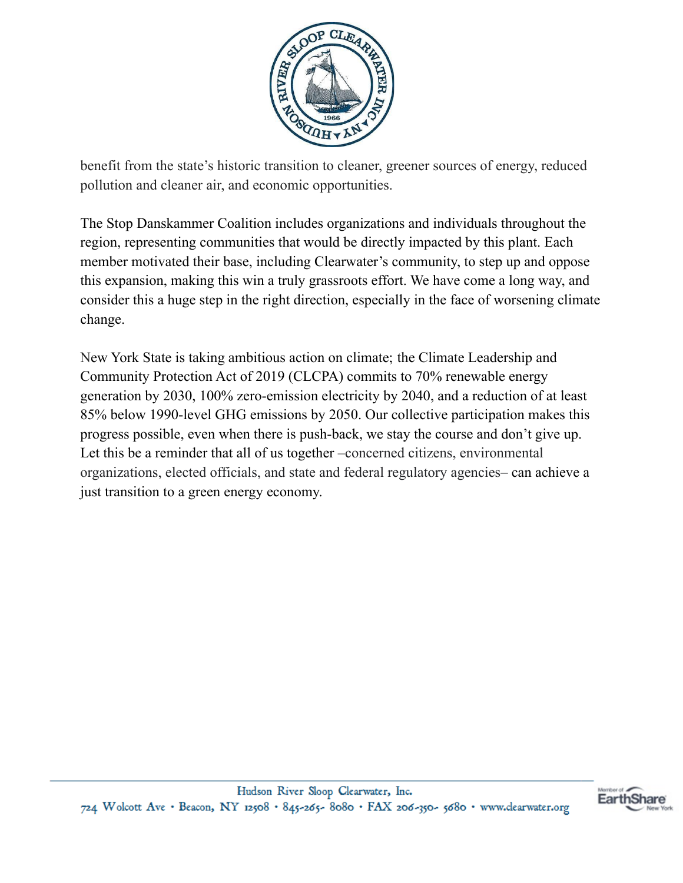benefit from the state's historic transition to cleaner, greener sources of energy, reduced pollution and cleaner air, and economic opportunities.

The Stop Danskammer Coalition includes organizations and individuals throughout the region, representing communities that would be directly impacted by this plant. Each member motivated their base, including Clearwater's community, to step up and oppose this expansion, making this win a truly grassroots effort. We have come a long way, and consider this a huge step in the right direction, especially in the face of worsening climate change.

New York State is taking ambitious action on climate; the Climate Leadership and Community Protection Act of 2019 (CLCPA) commits to 70% renewable energy generation by 2030, 100% zero-emission electricity by 2040, and a reduction of at least 85% below 1990-level GHG emissions by 2050. Our collective participation makes this progress possible, even when there is push-back, we stay the course and don't give up. Let this be a reminder that all of us together –concerned citizens, environmental organizations, elected officials, and state and federal regulatory agencies– can achieve a just transition to a green energy economy.